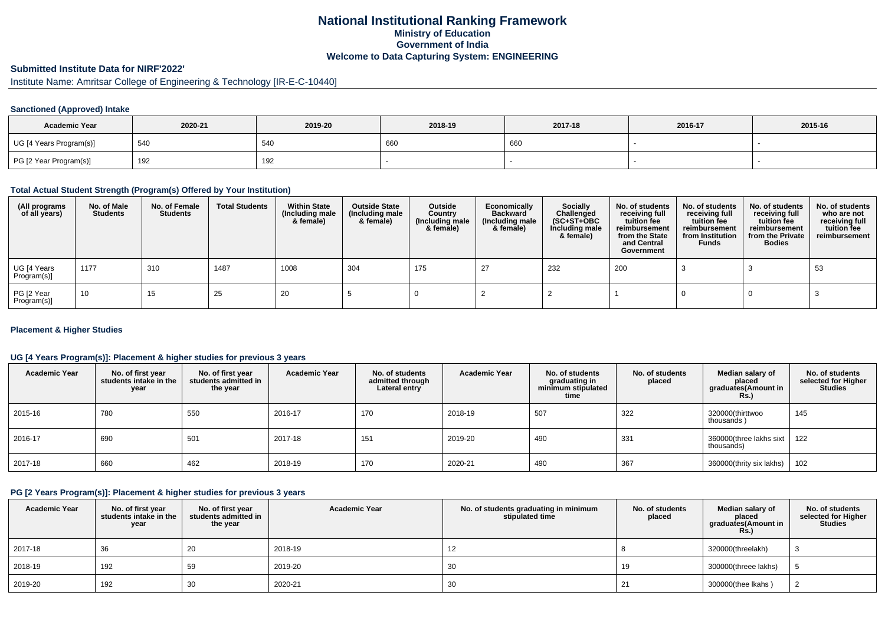# National Institutional Ranking Framework
## Ministry of Education
## Government of India
## Welcome to Data Capturing System: ENGINEERING

### Submitted Institute Data for NIRF'2022'

Institute Name: Amritsar College of Engineering & Technology [IR-E-C-10440]

#### Sanctioned (Approved) Intake

| Academic Year | 2020-21 | 2019-20 | 2018-19 | 2017-18 | 2016-17 | 2015-16 |
|---|---|---|---|---|---|---|
| UG [4 Years Program(s)] | 540 | 540 | 660 | 660 | - | - |
| PG [2 Year Program(s)] | 192 | 192 | - | - | - | - |

#### Total Actual Student Strength (Program(s) Offered by Your Institution)

| (All programs of all years) | No. of Male Students | No. of Female Students | Total Students | Within State (Including male & female) | Outside State (Including male & female) | Outside Country (Including male & female) | Economically Backward (Including male & female) | Socially Challenged (SC+ST+OBC Including male & female) | No. of students receiving full tuition fee reimbursement from the State and Central Government | No. of students receiving full tuition fee reimbursement from Institution Funds | No. of students receiving full tuition fee reimbursement from the Private Bodies | No. of students who are not receiving full tuition fee reimbursement |
|---|---|---|---|---|---|---|---|---|---|---|---|---|
| UG [4 Years Program(s)] | 1177 | 310 | 1487 | 1008 | 304 | 175 | 27 | 232 | 200 | 3 | 3 | 53 |
| PG [2 Year Program(s)] | 10 | 15 | 25 | 20 | 5 | 0 | 2 | 2 | 1 | 0 | 0 | 3 |

#### Placement & Higher Studies

#### UG [4 Years Program(s)]: Placement & higher studies for previous 3 years

| Academic Year | No. of first year students intake in the year | No. of first year students admitted in the year | Academic Year | No. of students admitted through Lateral entry | Academic Year | No. of students graduating in minimum stipulated time | No. of students placed | Median salary of placed graduates(Amount in Rs.) | No. of students selected for Higher Studies |
|---|---|---|---|---|---|---|---|---|---|
| 2015-16 | 780 | 550 | 2016-17 | 170 | 2018-19 | 507 | 322 | 320000(thirttwoo thousands ) | 145 |
| 2016-17 | 690 | 501 | 2017-18 | 151 | 2019-20 | 490 | 331 | 360000(three lakhs sixt thousands) | 122 |
| 2017-18 | 660 | 462 | 2018-19 | 170 | 2020-21 | 490 | 367 | 360000(thrity six lakhs) | 102 |

#### PG [2 Years Program(s)]: Placement & higher studies for previous 3 years

| Academic Year | No. of first year students intake in the year | No. of first year students admitted in the year | Academic Year | No. of students graduating in minimum stipulated time | No. of students placed | Median salary of placed graduates(Amount in Rs.) | No. of students selected for Higher Studies |
|---|---|---|---|---|---|---|---|
| 2017-18 | 36 | 20 | 2018-19 | 12 | 8 | 320000(threelakh) | 3 |
| 2018-19 | 192 | 59 | 2019-20 | 30 | 19 | 300000(threee lakhs) | 5 |
| 2019-20 | 192 | 30 | 2020-21 | 30 | 21 | 300000(thee lkahs ) | 2 |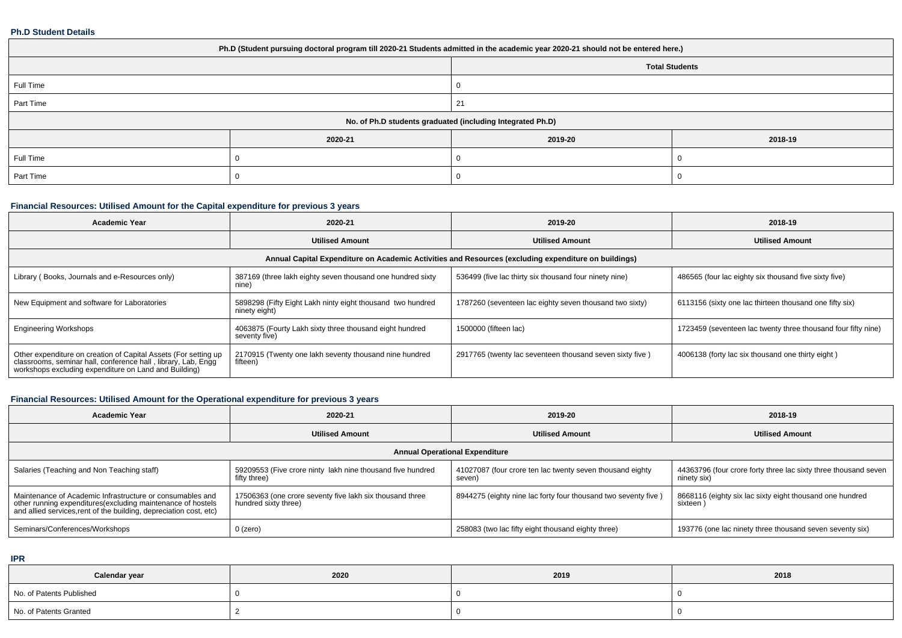### Ph.D Student Details

| Ph.D (Student pursuing doctoral program till 2020-21 Students admitted in the academic year 2020-21 should not be entered here.) | | | |
|---|---|---|---|
| | | Total Students | |
| Full Time | | 0 | |
| Part Time | | 21 | |
| No. of Ph.D students graduated (including Integrated Ph.D) | | | |
| | 2020-21 | 2019-20 | 2018-19 |
| Full Time | 0 | 0 | 0 |
| Part Time | 0 | 0 | 0 |

### Financial Resources: Utilised Amount for the Capital expenditure for previous 3 years

| Academic Year | 2020-21 | 2019-20 | 2018-19 |
|---|---|---|---|
| | Utilised Amount | Utilised Amount | Utilised Amount |
| Annual Capital Expenditure on Academic Activities and Resources (excluding expenditure on buildings) | | | |
| Library ( Books, Journals and e-Resources only) | 387169 (three lakh eighty seven thousand one hundred sixty nine) | 536499 (five lac thirty six thousand four ninety nine) | 486565 (four lac eighty six thousand five sixty five) |
| New Equipment and software for Laboratories | 5898298 (Fifty Eight Lakh ninty eight thousand two hundred ninety eight) | 1787260 (seventeen lac eighty seven thousand two sixty) | 6113156 (sixty one lac thirteen thousand one fifty six) |
| Engineering Workshops | 4063875 (Fourty Lakh sixty three thousand eight hundred seventy five) | 1500000 (fifteen lac) | 1723459 (seventeen lac twenty three thousand four fifty nine) |
| Other expenditure on creation of Capital Assets (For setting up classrooms, seminar hall, conference hall , library, Lab, Engg workshops excluding expenditure on Land and Building) | 2170915 (Twenty one lakh seventy thousand nine hundred fifteen) | 2917765 (twenty lac seventeen thousand seven sixty five ) | 4006138 (forty lac six thousand one thirty eight ) |

### Financial Resources: Utilised Amount for the Operational expenditure for previous 3 years

| Academic Year | 2020-21 | 2019-20 | 2018-19 |
|---|---|---|---|
| | Utilised Amount | Utilised Amount | Utilised Amount |
| Annual Operational Expenditure | | | |
| Salaries (Teaching and Non Teaching staff) | 59209553 (Five crore ninty lakh nine thousand five hundred fifty three) | 41027087 (four crore ten lac twenty seven thousand eighty seven) | 44363796 (four crore forty three lac sixty three thousand seven ninety six) |
| Maintenance of Academic Infrastructure or consumables and other running expenditures(excluding maintenance of hostels and allied services,rent of the building, depreciation cost, etc) | 17506363 (one crore seventy five lakh six thousand three hundred sixty three) | 8944275 (eighty nine lac forty four thousand two seventy five ) | 8668116 (eighty six lac sixty eight thousand one hundred sixteen ) |
| Seminars/Conferences/Workshops | 0 (zero) | 258083 (two lac fifty eight thousand eighty three) | 193776 (one lac ninety three thousand seven seventy six) |

### IPR

| Calendar year | 2020 | 2019 | 2018 |
|---|---|---|---|
| No. of Patents Published | 0 | 0 | 0 |
| No. of Patents Granted | 2 | 0 | 0 |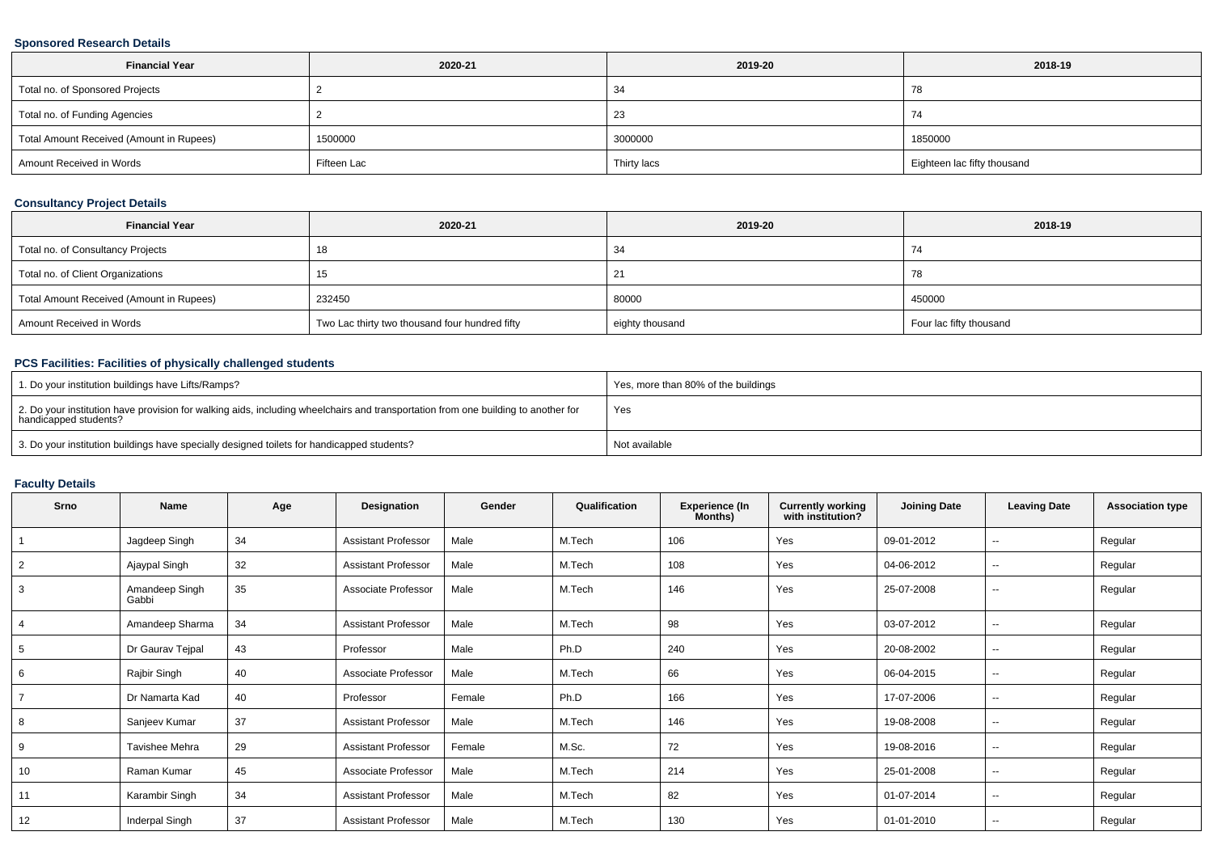### Sponsored Research Details

| Financial Year | 2020-21 | 2019-20 | 2018-19 |
|---|---|---|---|
| Total no. of Sponsored Projects | 2 | 34 | 78 |
| Total no. of Funding Agencies | 2 | 23 | 74 |
| Total Amount Received (Amount in Rupees) | 1500000 | 3000000 | 1850000 |
| Amount Received in Words | Fifteen Lac | Thirty lacs | Eighteen lac fifty thousand |

### Consultancy Project Details

| Financial Year | 2020-21 | 2019-20 | 2018-19 |
|---|---|---|---|
| Total no. of Consultancy Projects | 18 | 34 | 74 |
| Total no. of Client Organizations | 15 | 21 | 78 |
| Total Amount Received (Amount in Rupees) | 232450 | 80000 | 450000 |
| Amount Received in Words | Two Lac thirty two thousand four hundred fifty | eighty thousand | Four lac fifty thousand |

### PCS Facilities: Facilities of physically challenged students

| Question | Response |
|---|---|
| 1. Do your institution buildings have Lifts/Ramps? | Yes, more than 80% of the buildings |
| 2. Do your institution have provision for walking aids, including wheelchairs and transportation from one building to another for handicapped students? | Yes |
| 3. Do your institution buildings have specially designed toilets for handicapped students? | Not available |

### Faculty Details

| Srno | Name | Age | Designation | Gender | Qualification | Experience (In Months) | Currently working with institution? | Joining Date | Leaving Date | Association type |
|---|---|---|---|---|---|---|---|---|---|---|
| 1 | Jagdeep Singh | 34 | Assistant Professor | Male | M.Tech | 106 | Yes | 09-01-2012 | -- | Regular |
| 2 | Ajaypal Singh | 32 | Assistant Professor | Male | M.Tech | 108 | Yes | 04-06-2012 | -- | Regular |
| 3 | Amandeep Singh Gabbi | 35 | Associate Professor | Male | M.Tech | 146 | Yes | 25-07-2008 | -- | Regular |
| 4 | Amandeep Sharma | 34 | Assistant Professor | Male | M.Tech | 98 | Yes | 03-07-2012 | -- | Regular |
| 5 | Dr Gaurav Tejpal | 43 | Professor | Male | Ph.D | 240 | Yes | 20-08-2002 | -- | Regular |
| 6 | Rajbir Singh | 40 | Associate Professor | Male | M.Tech | 66 | Yes | 06-04-2015 | -- | Regular |
| 7 | Dr Namarta Kad | 40 | Professor | Female | Ph.D | 166 | Yes | 17-07-2006 | -- | Regular |
| 8 | Sanjeev Kumar | 37 | Assistant Professor | Male | M.Tech | 146 | Yes | 19-08-2008 | -- | Regular |
| 9 | Tavishee Mehra | 29 | Assistant Professor | Female | M.Sc. | 72 | Yes | 19-08-2016 | -- | Regular |
| 10 | Raman Kumar | 45 | Associate Professor | Male | M.Tech | 214 | Yes | 25-01-2008 | -- | Regular |
| 11 | Karambir Singh | 34 | Assistant Professor | Male | M.Tech | 82 | Yes | 01-07-2014 | -- | Regular |
| 12 | Inderpal Singh | 37 | Assistant Professor | Male | M.Tech | 130 | Yes | 01-01-2010 | -- | Regular |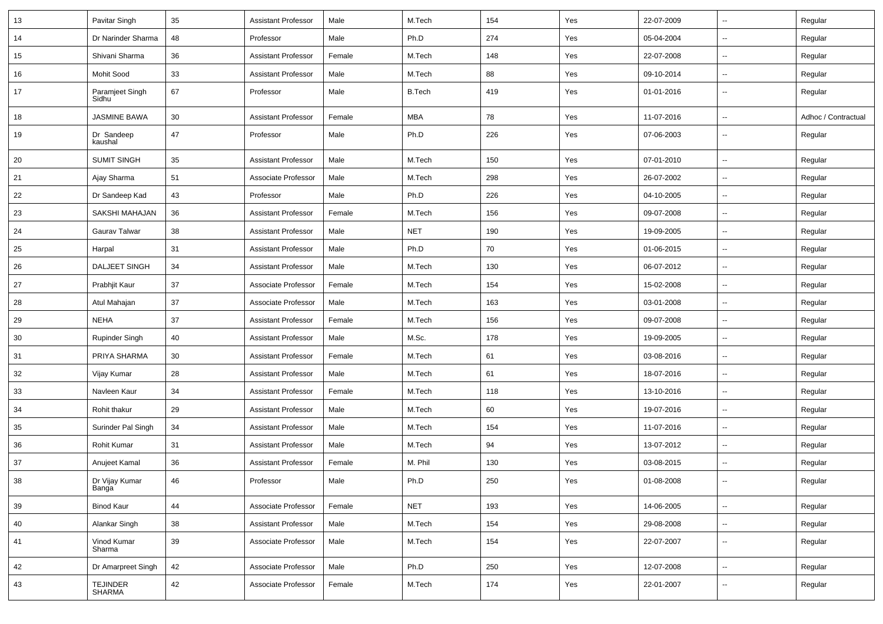| | | | | | | | | | | |
|---|---|---|---|---|---|---|---|---|---|---|
| 13 | Pavitar Singh | 35 | Assistant Professor | Male | M.Tech | 154 | Yes | 22-07-2009 | -- | Regular |
| 14 | Dr Narinder Sharma | 48 | Professor | Male | Ph.D | 274 | Yes | 05-04-2004 | -- | Regular |
| 15 | Shivani Sharma | 36 | Assistant Professor | Female | M.Tech | 148 | Yes | 22-07-2008 | -- | Regular |
| 16 | Mohit Sood | 33 | Assistant Professor | Male | M.Tech | 88 | Yes | 09-10-2014 | -- | Regular |
| 17 | Paramjeet Singh Sidhu | 67 | Professor | Male | B.Tech | 419 | Yes | 01-01-2016 | -- | Regular |
| 18 | JASMINE BAWA | 30 | Assistant Professor | Female | MBA | 78 | Yes | 11-07-2016 | -- | Adhoc / Contractual |
| 19 | Dr Sandeep kaushal | 47 | Professor | Male | Ph.D | 226 | Yes | 07-06-2003 | -- | Regular |
| 20 | SUMIT SINGH | 35 | Assistant Professor | Male | M.Tech | 150 | Yes | 07-01-2010 | -- | Regular |
| 21 | Ajay Sharma | 51 | Associate Professor | Male | M.Tech | 298 | Yes | 26-07-2002 | -- | Regular |
| 22 | Dr Sandeep Kad | 43 | Professor | Male | Ph.D | 226 | Yes | 04-10-2005 | -- | Regular |
| 23 | SAKSHI MAHAJAN | 36 | Assistant Professor | Female | M.Tech | 156 | Yes | 09-07-2008 | -- | Regular |
| 24 | Gaurav Talwar | 38 | Assistant Professor | Male | NET | 190 | Yes | 19-09-2005 | -- | Regular |
| 25 | Harpal | 31 | Assistant Professor | Male | Ph.D | 70 | Yes | 01-06-2015 | -- | Regular |
| 26 | DALJEET SINGH | 34 | Assistant Professor | Male | M.Tech | 130 | Yes | 06-07-2012 | -- | Regular |
| 27 | Prabhjit Kaur | 37 | Associate Professor | Female | M.Tech | 154 | Yes | 15-02-2008 | -- | Regular |
| 28 | Atul Mahajan | 37 | Associate Professor | Male | M.Tech | 163 | Yes | 03-01-2008 | -- | Regular |
| 29 | NEHA | 37 | Assistant Professor | Female | M.Tech | 156 | Yes | 09-07-2008 | -- | Regular |
| 30 | Rupinder Singh | 40 | Assistant Professor | Male | M.Sc. | 178 | Yes | 19-09-2005 | -- | Regular |
| 31 | PRIYA SHARMA | 30 | Assistant Professor | Female | M.Tech | 61 | Yes | 03-08-2016 | -- | Regular |
| 32 | Vijay Kumar | 28 | Assistant Professor | Male | M.Tech | 61 | Yes | 18-07-2016 | -- | Regular |
| 33 | Navleen Kaur | 34 | Assistant Professor | Female | M.Tech | 118 | Yes | 13-10-2016 | -- | Regular |
| 34 | Rohit thakur | 29 | Assistant Professor | Male | M.Tech | 60 | Yes | 19-07-2016 | -- | Regular |
| 35 | Surinder Pal Singh | 34 | Assistant Professor | Male | M.Tech | 154 | Yes | 11-07-2016 | -- | Regular |
| 36 | Rohit Kumar | 31 | Assistant Professor | Male | M.Tech | 94 | Yes | 13-07-2012 | -- | Regular |
| 37 | Anujeet Kamal | 36 | Assistant Professor | Female | M. Phil | 130 | Yes | 03-08-2015 | -- | Regular |
| 38 | Dr Vijay Kumar Banga | 46 | Professor | Male | Ph.D | 250 | Yes | 01-08-2008 | -- | Regular |
| 39 | Binod Kaur | 44 | Associate Professor | Female | NET | 193 | Yes | 14-06-2005 | -- | Regular |
| 40 | Alankar Singh | 38 | Assistant Professor | Male | M.Tech | 154 | Yes | 29-08-2008 | -- | Regular |
| 41 | Vinod Kumar Sharma | 39 | Associate Professor | Male | M.Tech | 154 | Yes | 22-07-2007 | -- | Regular |
| 42 | Dr Amarpreet Singh | 42 | Associate Professor | Male | Ph.D | 250 | Yes | 12-07-2008 | -- | Regular |
| 43 | TEJINDER SHARMA | 42 | Associate Professor | Female | M.Tech | 174 | Yes | 22-01-2007 | -- | Regular |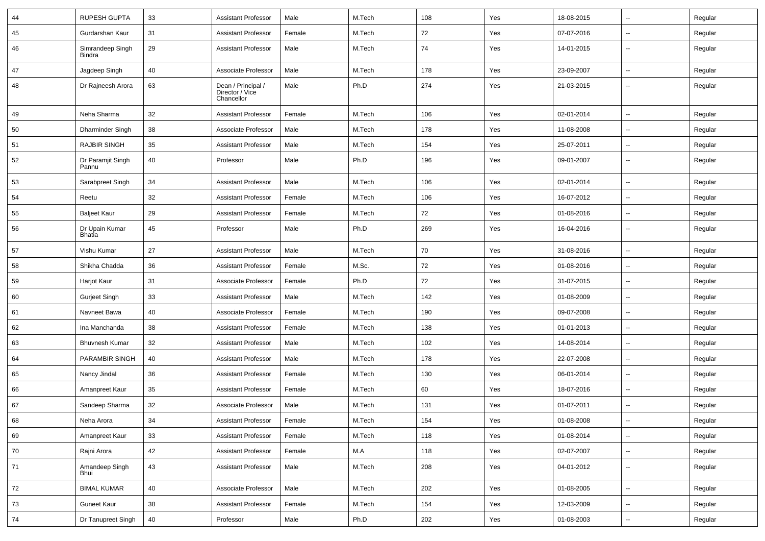| 44 | RUPESH GUPTA | 33 | Assistant Professor | Male | M.Tech | 108 | Yes | 18-08-2015 | -- | Regular |
|---|---|---|---|---|---|---|---|---|---|---|
| 45 | Gurdarshan Kaur | 31 | Assistant Professor | Female | M.Tech | 72 | Yes | 07-07-2016 | -- | Regular |
| 46 | Simrandeep Singh Bindra | 29 | Assistant Professor | Male | M.Tech | 74 | Yes | 14-01-2015 | -- | Regular |
| 47 | Jagdeep Singh | 40 | Associate Professor | Male | M.Tech | 178 | Yes | 23-09-2007 | -- | Regular |
| 48 | Dr Rajneesh Arora | 63 | Dean / Principal / Director / Vice Chancellor | Male | Ph.D | 274 | Yes | 21-03-2015 | -- | Regular |
| 49 | Neha Sharma | 32 | Assistant Professor | Female | M.Tech | 106 | Yes | 02-01-2014 | -- | Regular |
| 50 | Dharminder Singh | 38 | Associate Professor | Male | M.Tech | 178 | Yes | 11-08-2008 | -- | Regular |
| 51 | RAJBIR SINGH | 35 | Assistant Professor | Male | M.Tech | 154 | Yes | 25-07-2011 | -- | Regular |
| 52 | Dr Paramjit Singh Pannu | 40 | Professor | Male | Ph.D | 196 | Yes | 09-01-2007 | -- | Regular |
| 53 | Sarabpreet Singh | 34 | Assistant Professor | Male | M.Tech | 106 | Yes | 02-01-2014 | -- | Regular |
| 54 | Reetu | 32 | Assistant Professor | Female | M.Tech | 106 | Yes | 16-07-2012 | -- | Regular |
| 55 | Baljeet Kaur | 29 | Assistant Professor | Female | M.Tech | 72 | Yes | 01-08-2016 | -- | Regular |
| 56 | Dr Upain Kumar Bhatia | 45 | Professor | Male | Ph.D | 269 | Yes | 16-04-2016 | -- | Regular |
| 57 | Vishu Kumar | 27 | Assistant Professor | Male | M.Tech | 70 | Yes | 31-08-2016 | -- | Regular |
| 58 | Shikha Chadda | 36 | Assistant Professor | Female | M.Sc. | 72 | Yes | 01-08-2016 | -- | Regular |
| 59 | Harjot Kaur | 31 | Associate Professor | Female | Ph.D | 72 | Yes | 31-07-2015 | -- | Regular |
| 60 | Gurjeet Singh | 33 | Assistant Professor | Male | M.Tech | 142 | Yes | 01-08-2009 | -- | Regular |
| 61 | Navneet Bawa | 40 | Associate Professor | Female | M.Tech | 190 | Yes | 09-07-2008 | -- | Regular |
| 62 | Ina Manchanda | 38 | Assistant Professor | Female | M.Tech | 138 | Yes | 01-01-2013 | -- | Regular |
| 63 | Bhuvnesh Kumar | 32 | Assistant Professor | Male | M.Tech | 102 | Yes | 14-08-2014 | -- | Regular |
| 64 | PARAMBIR SINGH | 40 | Assistant Professor | Male | M.Tech | 178 | Yes | 22-07-2008 | -- | Regular |
| 65 | Nancy Jindal | 36 | Assistant Professor | Female | M.Tech | 130 | Yes | 06-01-2014 | -- | Regular |
| 66 | Amanpreet Kaur | 35 | Assistant Professor | Female | M.Tech | 60 | Yes | 18-07-2016 | -- | Regular |
| 67 | Sandeep Sharma | 32 | Associate Professor | Male | M.Tech | 131 | Yes | 01-07-2011 | -- | Regular |
| 68 | Neha Arora | 34 | Assistant Professor | Female | M.Tech | 154 | Yes | 01-08-2008 | -- | Regular |
| 69 | Amanpreet Kaur | 33 | Assistant Professor | Female | M.Tech | 118 | Yes | 01-08-2014 | -- | Regular |
| 70 | Rajni Arora | 42 | Assistant Professor | Female | M.A | 118 | Yes | 02-07-2007 | -- | Regular |
| 71 | Amandeep Singh Bhui | 43 | Assistant Professor | Male | M.Tech | 208 | Yes | 04-01-2012 | -- | Regular |
| 72 | BIMAL KUMAR | 40 | Associate Professor | Male | M.Tech | 202 | Yes | 01-08-2005 | -- | Regular |
| 73 | Guneet Kaur | 38 | Assistant Professor | Female | M.Tech | 154 | Yes | 12-03-2009 | -- | Regular |
| 74 | Dr Tanupreet Singh | 40 | Professor | Male | Ph.D | 202 | Yes | 01-08-2003 | -- | Regular |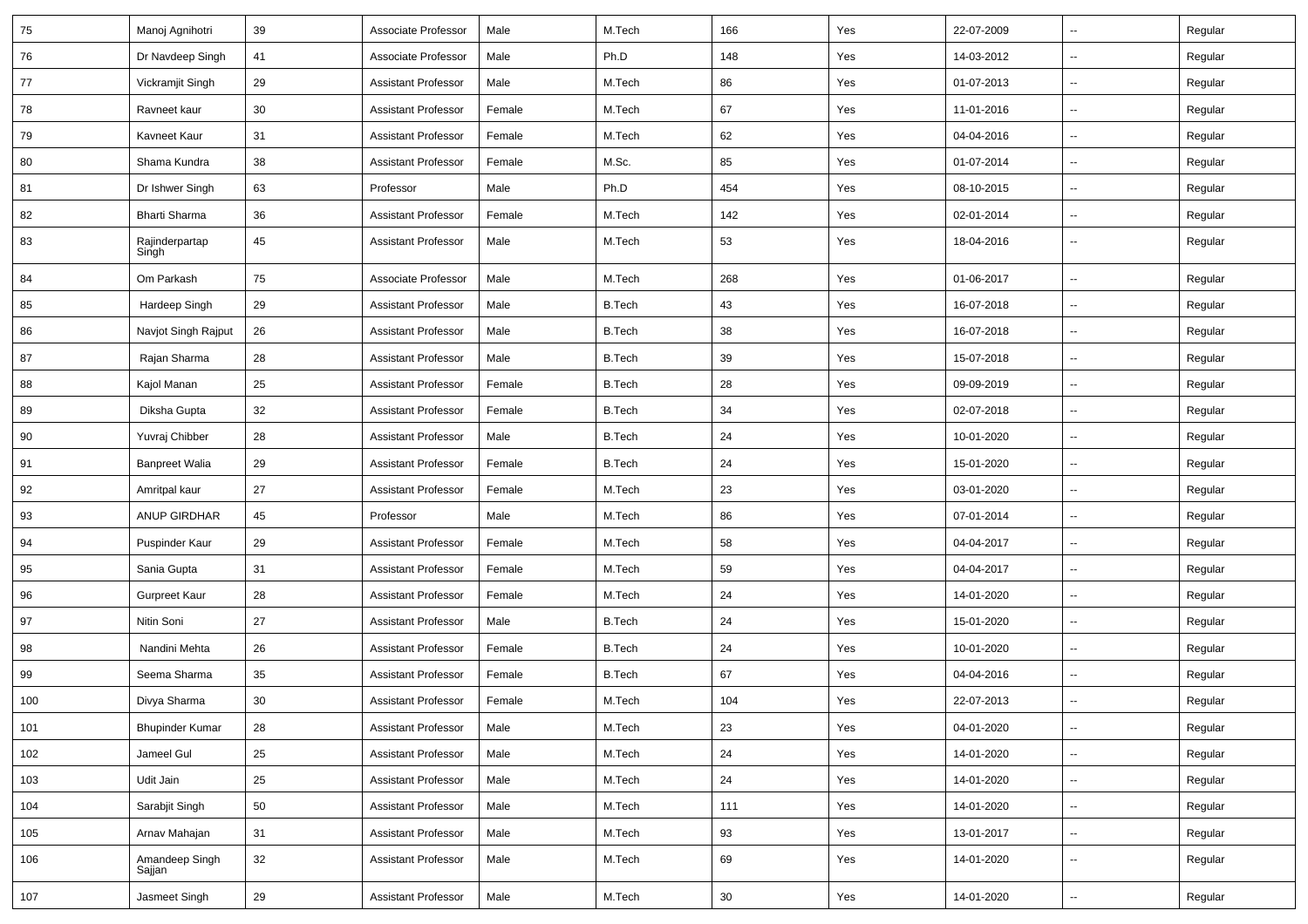| 75 | Manoj Agnihotri | 39 | Associate Professor | Male | M.Tech | 166 | Yes | 22-07-2009 | -- | Regular |
|---|---|---|---|---|---|---|---|---|---|---|
| 76 | Dr Navdeep Singh | 41 | Associate Professor | Male | Ph.D | 148 | Yes | 14-03-2012 | -- | Regular |
| 77 | Vickramjit Singh | 29 | Assistant Professor | Male | M.Tech | 86 | Yes | 01-07-2013 | -- | Regular |
| 78 | Ravneet kaur | 30 | Assistant Professor | Female | M.Tech | 67 | Yes | 11-01-2016 | -- | Regular |
| 79 | Kavneet Kaur | 31 | Assistant Professor | Female | M.Tech | 62 | Yes | 04-04-2016 | -- | Regular |
| 80 | Shama Kundra | 38 | Assistant Professor | Female | M.Sc. | 85 | Yes | 01-07-2014 | -- | Regular |
| 81 | Dr Ishwer Singh | 63 | Professor | Male | Ph.D | 454 | Yes | 08-10-2015 | -- | Regular |
| 82 | Bharti Sharma | 36 | Assistant Professor | Female | M.Tech | 142 | Yes | 02-01-2014 | -- | Regular |
| 83 | Rajinderpartap Singh | 45 | Assistant Professor | Male | M.Tech | 53 | Yes | 18-04-2016 | -- | Regular |
| 84 | Om Parkash | 75 | Associate Professor | Male | M.Tech | 268 | Yes | 01-06-2017 | -- | Regular |
| 85 | Hardeep Singh | 29 | Assistant Professor | Male | B.Tech | 43 | Yes | 16-07-2018 | -- | Regular |
| 86 | Navjot Singh Rajput | 26 | Assistant Professor | Male | B.Tech | 38 | Yes | 16-07-2018 | -- | Regular |
| 87 | Rajan Sharma | 28 | Assistant Professor | Male | B.Tech | 39 | Yes | 15-07-2018 | -- | Regular |
| 88 | Kajol Manan | 25 | Assistant Professor | Female | B.Tech | 28 | Yes | 09-09-2019 | -- | Regular |
| 89 | Diksha Gupta | 32 | Assistant Professor | Female | B.Tech | 34 | Yes | 02-07-2018 | -- | Regular |
| 90 | Yuvraj Chibber | 28 | Assistant Professor | Male | B.Tech | 24 | Yes | 10-01-2020 | -- | Regular |
| 91 | Banpreet Walia | 29 | Assistant Professor | Female | B.Tech | 24 | Yes | 15-01-2020 | -- | Regular |
| 92 | Amritpal kaur | 27 | Assistant Professor | Female | M.Tech | 23 | Yes | 03-01-2020 | -- | Regular |
| 93 | ANUP GIRDHAR | 45 | Professor | Male | M.Tech | 86 | Yes | 07-01-2014 | -- | Regular |
| 94 | Puspinder Kaur | 29 | Assistant Professor | Female | M.Tech | 58 | Yes | 04-04-2017 | -- | Regular |
| 95 | Sania Gupta | 31 | Assistant Professor | Female | M.Tech | 59 | Yes | 04-04-2017 | -- | Regular |
| 96 | Gurpreet Kaur | 28 | Assistant Professor | Female | M.Tech | 24 | Yes | 14-01-2020 | -- | Regular |
| 97 | Nitin Soni | 27 | Assistant Professor | Male | B.Tech | 24 | Yes | 15-01-2020 | -- | Regular |
| 98 | Nandini Mehta | 26 | Assistant Professor | Female | B.Tech | 24 | Yes | 10-01-2020 | -- | Regular |
| 99 | Seema Sharma | 35 | Assistant Professor | Female | B.Tech | 67 | Yes | 04-04-2016 | -- | Regular |
| 100 | Divya Sharma | 30 | Assistant Professor | Female | M.Tech | 104 | Yes | 22-07-2013 | -- | Regular |
| 101 | Bhupinder Kumar | 28 | Assistant Professor | Male | M.Tech | 23 | Yes | 04-01-2020 | -- | Regular |
| 102 | Jameel Gul | 25 | Assistant Professor | Male | M.Tech | 24 | Yes | 14-01-2020 | -- | Regular |
| 103 | Udit Jain | 25 | Assistant Professor | Male | M.Tech | 24 | Yes | 14-01-2020 | -- | Regular |
| 104 | Sarabjit Singh | 50 | Assistant Professor | Male | M.Tech | 111 | Yes | 14-01-2020 | -- | Regular |
| 105 | Arnav Mahajan | 31 | Assistant Professor | Male | M.Tech | 93 | Yes | 13-01-2017 | -- | Regular |
| 106 | Amandeep Singh Sajjan | 32 | Assistant Professor | Male | M.Tech | 69 | Yes | 14-01-2020 | -- | Regular |
| 107 | Jasmeet Singh | 29 | Assistant Professor | Male | M.Tech | 30 | Yes | 14-01-2020 | -- | Regular |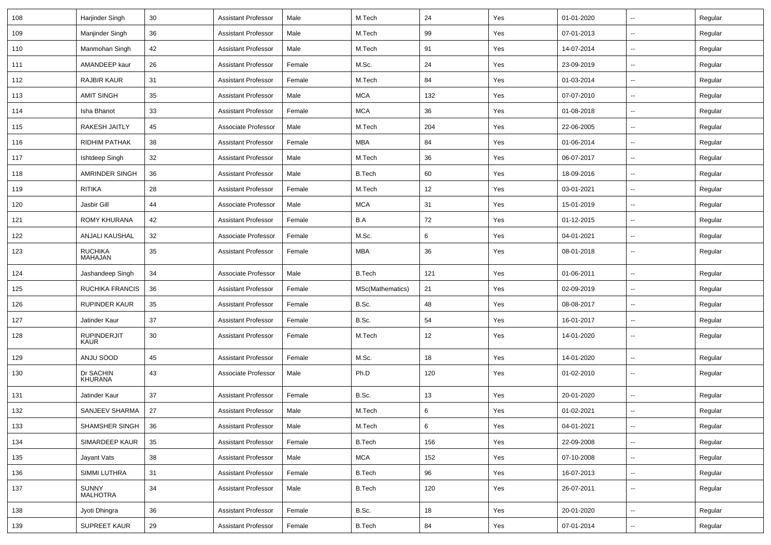| 108 | Harjinder Singh | 30 | Assistant Professor | Male | M.Tech | 24 | Yes | 01-01-2020 | -- | Regular |
|---|---|---|---|---|---|---|---|---|---|---|
| 109 | Manjinder Singh | 36 | Assistant Professor | Male | M.Tech | 99 | Yes | 07-01-2013 | -- | Regular |
| 110 | Manmohan Singh | 42 | Assistant Professor | Male | M.Tech | 91 | Yes | 14-07-2014 | -- | Regular |
| 111 | AMANDEEP kaur | 26 | Assistant Professor | Female | M.Sc. | 24 | Yes | 23-09-2019 | -- | Regular |
| 112 | RAJBIR KAUR | 31 | Assistant Professor | Female | M.Tech | 84 | Yes | 01-03-2014 | -- | Regular |
| 113 | AMIT SINGH | 35 | Assistant Professor | Male | MCA | 132 | Yes | 07-07-2010 | -- | Regular |
| 114 | Isha Bhanot | 33 | Assistant Professor | Female | MCA | 36 | Yes | 01-08-2018 | -- | Regular |
| 115 | RAKESH JAITLY | 45 | Associate Professor | Male | M.Tech | 204 | Yes | 22-06-2005 | -- | Regular |
| 116 | RIDHIM PATHAK | 38 | Assistant Professor | Female | MBA | 84 | Yes | 01-06-2014 | -- | Regular |
| 117 | Ishtdeep Singh | 32 | Assistant Professor | Male | M.Tech | 36 | Yes | 06-07-2017 | -- | Regular |
| 118 | AMRINDER SINGH | 36 | Assistant Professor | Male | B.Tech | 60 | Yes | 18-09-2016 | -- | Regular |
| 119 | RITIKA | 28 | Assistant Professor | Female | M.Tech | 12 | Yes | 03-01-2021 | -- | Regular |
| 120 | Jasbir Gill | 44 | Associate Professor | Male | MCA | 31 | Yes | 15-01-2019 | -- | Regular |
| 121 | ROMY KHURANA | 42 | Assistant Professor | Female | B.A | 72 | Yes | 01-12-2015 | -- | Regular |
| 122 | ANJALI KAUSHAL | 32 | Associate Professor | Female | M.Sc. | 6 | Yes | 04-01-2021 | -- | Regular |
| 123 | RUCHIKA MAHAJAN | 35 | Assistant Professor | Female | MBA | 36 | Yes | 08-01-2018 | -- | Regular |
| 124 | Jashandeep Singh | 34 | Associate Professor | Male | B.Tech | 121 | Yes | 01-06-2011 | -- | Regular |
| 125 | RUCHIKA FRANCIS | 36 | Assistant Professor | Female | MSc(Mathematics) | 21 | Yes | 02-09-2019 | -- | Regular |
| 126 | RUPINDER KAUR | 35 | Assistant Professor | Female | B.Sc. | 48 | Yes | 08-08-2017 | -- | Regular |
| 127 | Jatinder Kaur | 37 | Assistant Professor | Female | B.Sc. | 54 | Yes | 16-01-2017 | -- | Regular |
| 128 | RUPINDERJIT KAUR | 30 | Assistant Professor | Female | M.Tech | 12 | Yes | 14-01-2020 | -- | Regular |
| 129 | ANJU SOOD | 45 | Assistant Professor | Female | M.Sc. | 18 | Yes | 14-01-2020 | -- | Regular |
| 130 | Dr SACHIN KHURANA | 43 | Associate Professor | Male | Ph.D | 120 | Yes | 01-02-2010 | -- | Regular |
| 131 | Jatinder Kaur | 37 | Assistant Professor | Female | B.Sc. | 13 | Yes | 20-01-2020 | -- | Regular |
| 132 | SANJEEV SHARMA | 27 | Assistant Professor | Male | M.Tech | 6 | Yes | 01-02-2021 | -- | Regular |
| 133 | SHAMSHER SINGH | 36 | Assistant Professor | Male | M.Tech | 6 | Yes | 04-01-2021 | -- | Regular |
| 134 | SIMARDEEP KAUR | 35 | Assistant Professor | Female | B.Tech | 156 | Yes | 22-09-2008 | -- | Regular |
| 135 | Jayant Vats | 38 | Assistant Professor | Male | MCA | 152 | Yes | 07-10-2008 | -- | Regular |
| 136 | SIMMI LUTHRA | 31 | Assistant Professor | Female | B.Tech | 96 | Yes | 16-07-2013 | -- | Regular |
| 137 | SUNNY MALHOTRA | 34 | Assistant Professor | Male | B.Tech | 120 | Yes | 26-07-2011 | -- | Regular |
| 138 | Jyoti Dhingra | 36 | Assistant Professor | Female | B.Sc. | 18 | Yes | 20-01-2020 | -- | Regular |
| 139 | SUPREET KAUR | 29 | Assistant Professor | Female | B.Tech | 84 | Yes | 07-01-2014 | -- | Regular |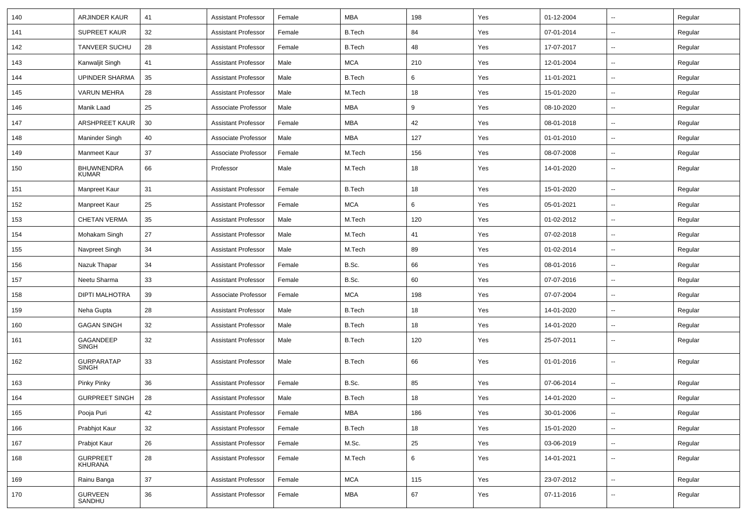| 140 | ARJINDER KAUR | 41 | Assistant Professor | Female | MBA | 198 | Yes | 01-12-2004 | -- | Regular |
|---|---|---|---|---|---|---|---|---|---|---|
| 141 | SUPREET KAUR | 32 | Assistant Professor | Female | B.Tech | 84 | Yes | 07-01-2014 | -- | Regular |
| 142 | TANVEER SUCHU | 28 | Assistant Professor | Female | B.Tech | 48 | Yes | 17-07-2017 | -- | Regular |
| 143 | Kanwaljit Singh | 41 | Assistant Professor | Male | MCA | 210 | Yes | 12-01-2004 | -- | Regular |
| 144 | UPINDER SHARMA | 35 | Assistant Professor | Male | B.Tech | 6 | Yes | 11-01-2021 | -- | Regular |
| 145 | VARUN MEHRA | 28 | Assistant Professor | Male | M.Tech | 18 | Yes | 15-01-2020 | -- | Regular |
| 146 | Manik Laad | 25 | Associate Professor | Male | MBA | 9 | Yes | 08-10-2020 | -- | Regular |
| 147 | ARSHPREET KAUR | 30 | Assistant Professor | Female | MBA | 42 | Yes | 08-01-2018 | -- | Regular |
| 148 | Maninder Singh | 40 | Associate Professor | Male | MBA | 127 | Yes | 01-01-2010 | -- | Regular |
| 149 | Manmeet Kaur | 37 | Associate Professor | Female | M.Tech | 156 | Yes | 08-07-2008 | -- | Regular |
| 150 | BHUWNENDRA KUMAR | 66 | Professor | Male | M.Tech | 18 | Yes | 14-01-2020 | -- | Regular |
| 151 | Manpreet Kaur | 31 | Assistant Professor | Female | B.Tech | 18 | Yes | 15-01-2020 | -- | Regular |
| 152 | Manpreet Kaur | 25 | Assistant Professor | Female | MCA | 6 | Yes | 05-01-2021 | -- | Regular |
| 153 | CHETAN VERMA | 35 | Assistant Professor | Male | M.Tech | 120 | Yes | 01-02-2012 | -- | Regular |
| 154 | Mohakam Singh | 27 | Assistant Professor | Male | M.Tech | 41 | Yes | 07-02-2018 | -- | Regular |
| 155 | Navpreet Singh | 34 | Assistant Professor | Male | M.Tech | 89 | Yes | 01-02-2014 | -- | Regular |
| 156 | Nazuk Thapar | 34 | Assistant Professor | Female | B.Sc. | 66 | Yes | 08-01-2016 | -- | Regular |
| 157 | Neetu Sharma | 33 | Assistant Professor | Female | B.Sc. | 60 | Yes | 07-07-2016 | -- | Regular |
| 158 | DIPTI MALHOTRA | 39 | Associate Professor | Female | MCA | 198 | Yes | 07-07-2004 | -- | Regular |
| 159 | Neha Gupta | 28 | Assistant Professor | Male | B.Tech | 18 | Yes | 14-01-2020 | -- | Regular |
| 160 | GAGAN SINGH | 32 | Assistant Professor | Male | B.Tech | 18 | Yes | 14-01-2020 | -- | Regular |
| 161 | GAGANDEEP SINGH | 32 | Assistant Professor | Male | B.Tech | 120 | Yes | 25-07-2011 | -- | Regular |
| 162 | GURPARATAP SINGH | 33 | Assistant Professor | Male | B.Tech | 66 | Yes | 01-01-2016 | -- | Regular |
| 163 | Pinky Pinky | 36 | Assistant Professor | Female | B.Sc. | 85 | Yes | 07-06-2014 | -- | Regular |
| 164 | GURPREET SINGH | 28 | Assistant Professor | Male | B.Tech | 18 | Yes | 14-01-2020 | -- | Regular |
| 165 | Pooja Puri | 42 | Assistant Professor | Female | MBA | 186 | Yes | 30-01-2006 | -- | Regular |
| 166 | Prabhjot Kaur | 32 | Assistant Professor | Female | B.Tech | 18 | Yes | 15-01-2020 | -- | Regular |
| 167 | Prabjot Kaur | 26 | Assistant Professor | Female | M.Sc. | 25 | Yes | 03-06-2019 | -- | Regular |
| 168 | GURPREET KHURANA | 28 | Assistant Professor | Female | M.Tech | 6 | Yes | 14-01-2021 | -- | Regular |
| 169 | Rainu Banga | 37 | Assistant Professor | Female | MCA | 115 | Yes | 23-07-2012 | -- | Regular |
| 170 | GURVEEN SANDHU | 36 | Assistant Professor | Female | MBA | 67 | Yes | 07-11-2016 | -- | Regular |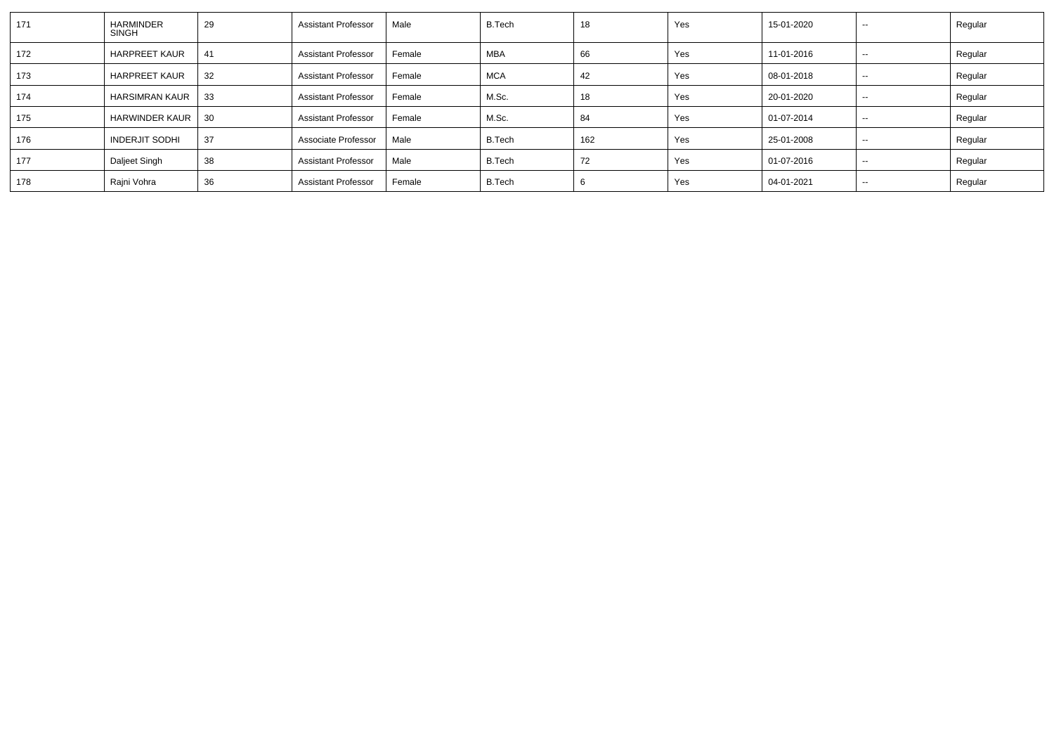| | | | | | | | | | | |
|---|---|---|---|---|---|---|---|---|---|---|
| 171 | HARMINDER SINGH | 29 | Assistant Professor | Male | B.Tech | 18 | Yes | 15-01-2020 | -- | Regular |
| 172 | HARPREET KAUR | 41 | Assistant Professor | Female | MBA | 66 | Yes | 11-01-2016 | -- | Regular |
| 173 | HARPREET KAUR | 32 | Assistant Professor | Female | MCA | 42 | Yes | 08-01-2018 | -- | Regular |
| 174 | HARSIMRAN KAUR | 33 | Assistant Professor | Female | M.Sc. | 18 | Yes | 20-01-2020 | -- | Regular |
| 175 | HARWINDER KAUR | 30 | Assistant Professor | Female | M.Sc. | 84 | Yes | 01-07-2014 | -- | Regular |
| 176 | INDERJIT SODHI | 37 | Associate Professor | Male | B.Tech | 162 | Yes | 25-01-2008 | -- | Regular |
| 177 | Daljeet Singh | 38 | Assistant Professor | Male | B.Tech | 72 | Yes | 01-07-2016 | -- | Regular |
| 178 | Rajni Vohra | 36 | Assistant Professor | Female | B.Tech | 6 | Yes | 04-01-2021 | -- | Regular |